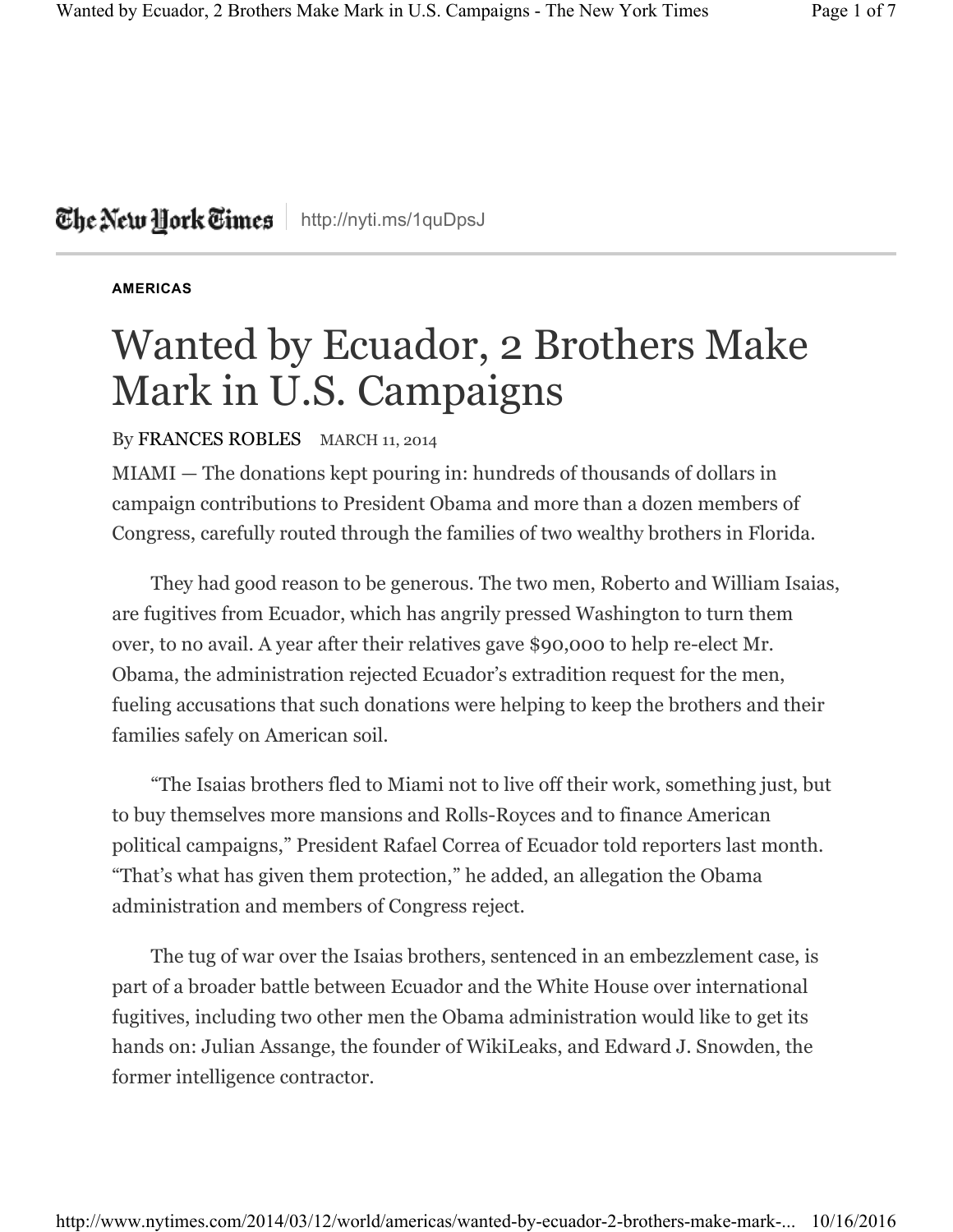The New York Times | http://nyti.ms/1quDpsJ

AMERICAS

# Wanted by Ecuador, 2 Brothers Make Mark in U.S. Campaigns

By FRANCES ROBLES MARCH 11, 2014

MIAMI — The donations kept pouring in: hundreds of thousands of dollars in campaign contributions to President Obama and more than a dozen members of Congress, carefully routed through the families of two wealthy brothers in Florida.

They had good reason to be generous. The two men, Roberto and William Isaias, are fugitives from Ecuador, which has angrily pressed Washington to turn them over, to no avail. A year after their relatives gave $90,000 to help re-elect Mr. Obama, the administration rejected Ecuador's extradition request for the men, fueling accusations that such donations were helping to keep the brothers and their families safely on American soil.

"The Isaias brothers fled to Miami not to live off their work, something just, but to buy themselves more mansions and Rolls-Royces and to finance American political campaigns," President Rafael Correa of Ecuador told reporters last month. "That's what has given them protection," he added, an allegation the Obama administration and members of Congress reject.

The tug of war over the Isaias brothers, sentenced in an embezzlement case, is part of a broader battle between Ecuador and the White House over international fugitives, including two other men the Obama administration would like to get its hands on: Julian Assange, the founder of WikiLeaks, and Edward J. Snowden, the former intelligence contractor.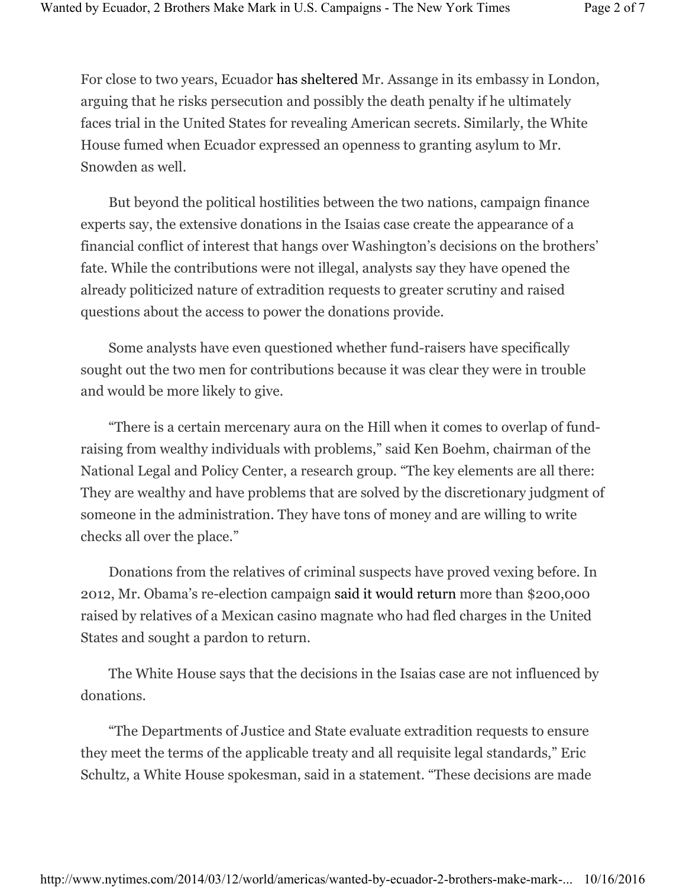For close to two years, Ecuador has sheltered Mr. Assange in its embassy in London, arguing that he risks persecution and possibly the death penalty if he ultimately faces trial in the United States for revealing American secrets. Similarly, the White House fumed when Ecuador expressed an openness to granting asylum to Mr. Snowden as well.

But beyond the political hostilities between the two nations, campaign finance experts say, the extensive donations in the Isaias case create the appearance of a financial conflict of interest that hangs over Washington's decisions on the brothers' fate. While the contributions were not illegal, analysts say they have opened the already politicized nature of extradition requests to greater scrutiny and raised questions about the access to power the donations provide.

Some analysts have even questioned whether fund-raisers have specifically sought out the two men for contributions because it was clear they were in trouble and would be more likely to give.

"There is a certain mercenary aura on the Hill when it comes to overlap of fund-raising from wealthy individuals with problems," said Ken Boehm, chairman of the National Legal and Policy Center, a research group. "The key elements are all there: They are wealthy and have problems that are solved by the discretionary judgment of someone in the administration. They have tons of money and are willing to write checks all over the place."

Donations from the relatives of criminal suspects have proved vexing before. In 2012, Mr. Obama's re-election campaign said it would return more than $200,000 raised by relatives of a Mexican casino magnate who had fled charges in the United States and sought a pardon to return.

The White House says that the decisions in the Isaias case are not influenced by donations.

"The Departments of Justice and State evaluate extradition requests to ensure they meet the terms of the applicable treaty and all requisite legal standards," Eric Schultz, a White House spokesman, said in a statement. "These decisions are made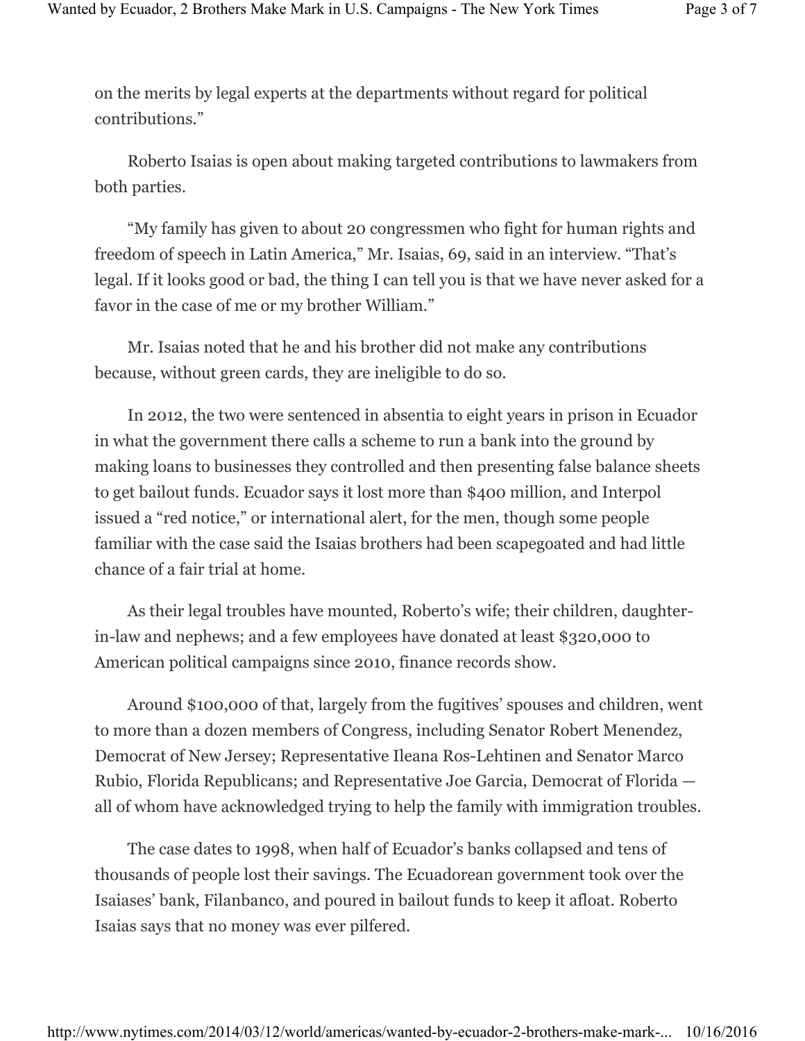on the merits by legal experts at the departments without regard for political contributions."

Roberto Isaias is open about making targeted contributions to lawmakers from both parties.

"My family has given to about 20 congressmen who fight for human rights and freedom of speech in Latin America," Mr. Isaias, 69, said in an interview. "That's legal. If it looks good or bad, the thing I can tell you is that we have never asked for a favor in the case of me or my brother William."

Mr. Isaias noted that he and his brother did not make any contributions because, without green cards, they are ineligible to do so.

In 2012, the two were sentenced in absentia to eight years in prison in Ecuador in what the government there calls a scheme to run a bank into the ground by making loans to businesses they controlled and then presenting false balance sheets to get bailout funds. Ecuador says it lost more than $400 million, and Interpol issued a "red notice," or international alert, for the men, though some people familiar with the case said the Isaias brothers had been scapegoated and had little chance of a fair trial at home.

As their legal troubles have mounted, Roberto's wife; their children, daughter-in-law and nephews; and a few employees have donated at least $320,000 to American political campaigns since 2010, finance records show.

Around $100,000 of that, largely from the fugitives' spouses and children, went to more than a dozen members of Congress, including Senator Robert Menendez, Democrat of New Jersey; Representative Ileana Ros-Lehtinen and Senator Marco Rubio, Florida Republicans; and Representative Joe Garcia, Democrat of Florida — all of whom have acknowledged trying to help the family with immigration troubles.

The case dates to 1998, when half of Ecuador's banks collapsed and tens of thousands of people lost their savings. The Ecuadorean government took over the Isaiases' bank, Filanbanco, and poured in bailout funds to keep it afloat. Roberto Isaias says that no money was ever pilfered.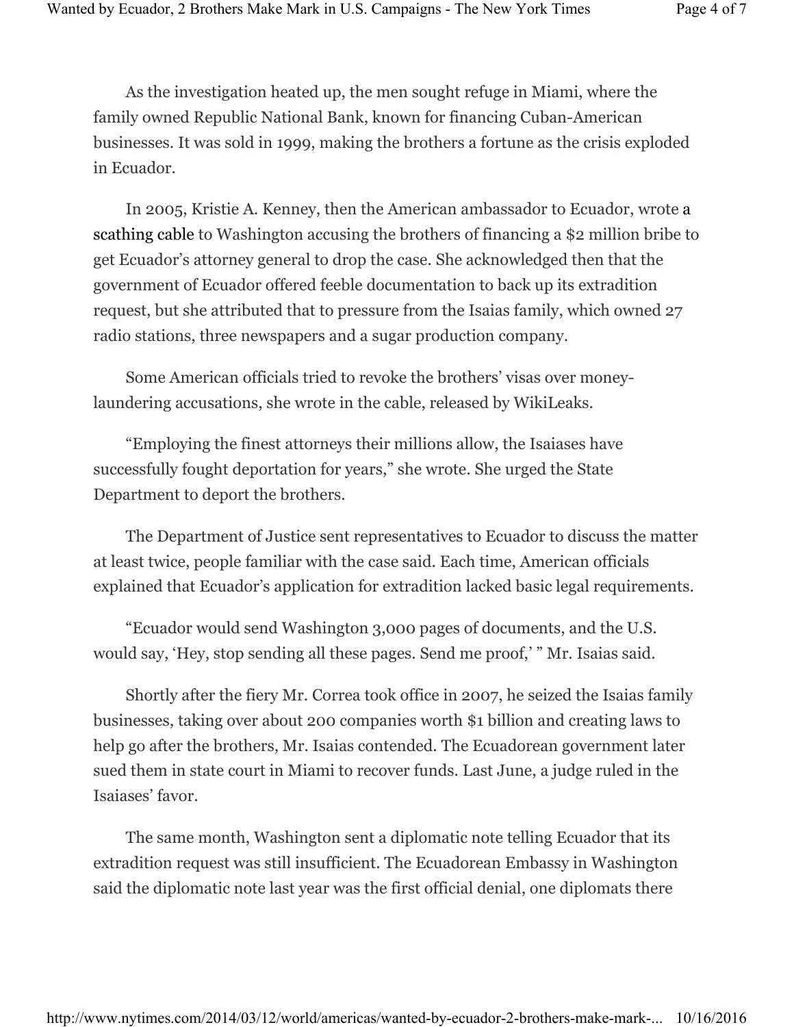As the investigation heated up, the men sought refuge in Miami, where the family owned Republic National Bank, known for financing Cuban-American businesses. It was sold in 1999, making the brothers a fortune as the crisis exploded in Ecuador.

In 2005, Kristie A. Kenney, then the American ambassador to Ecuador, wrote a scathing cable to Washington accusing the brothers of financing a $2 million bribe to get Ecuador's attorney general to drop the case. She acknowledged then that the government of Ecuador offered feeble documentation to back up its extradition request, but she attributed that to pressure from the Isaias family, which owned 27 radio stations, three newspapers and a sugar production company.

Some American officials tried to revoke the brothers' visas over money-laundering accusations, she wrote in the cable, released by WikiLeaks.

"Employing the finest attorneys their millions allow, the Isaiases have successfully fought deportation for years," she wrote. She urged the State Department to deport the brothers.

The Department of Justice sent representatives to Ecuador to discuss the matter at least twice, people familiar with the case said. Each time, American officials explained that Ecuador's application for extradition lacked basic legal requirements.

"Ecuador would send Washington 3,000 pages of documents, and the U.S. would say, 'Hey, stop sending all these pages. Send me proof,' " Mr. Isaias said.

Shortly after the fiery Mr. Correa took office in 2007, he seized the Isaias family businesses, taking over about 200 companies worth $1 billion and creating laws to help go after the brothers, Mr. Isaias contended. The Ecuadorean government later sued them in state court in Miami to recover funds. Last June, a judge ruled in the Isaiases' favor.

The same month, Washington sent a diplomatic note telling Ecuador that its extradition request was still insufficient. The Ecuadorean Embassy in Washington said the diplomatic note last year was the first official denial, one diplomats there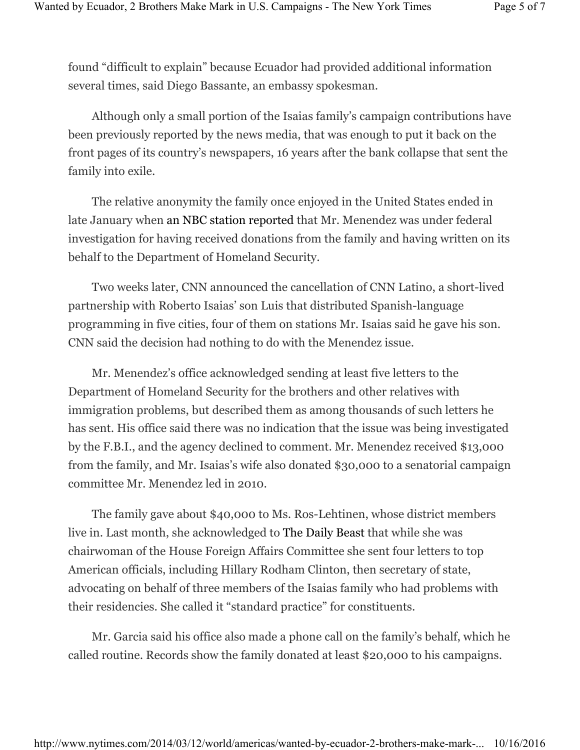found "difficult to explain" because Ecuador had provided additional information several times, said Diego Bassante, an embassy spokesman.

Although only a small portion of the Isaias family's campaign contributions have been previously reported by the news media, that was enough to put it back on the front pages of its country's newspapers, 16 years after the bank collapse that sent the family into exile.

The relative anonymity the family once enjoyed in the United States ended in late January when an NBC station reported that Mr. Menendez was under federal investigation for having received donations from the family and having written on its behalf to the Department of Homeland Security.

Two weeks later, CNN announced the cancellation of CNN Latino, a short-lived partnership with Roberto Isaias' son Luis that distributed Spanish-language programming in five cities, four of them on stations Mr. Isaias said he gave his son. CNN said the decision had nothing to do with the Menendez issue.

Mr. Menendez's office acknowledged sending at least five letters to the Department of Homeland Security for the brothers and other relatives with immigration problems, but described them as among thousands of such letters he has sent. His office said there was no indication that the issue was being investigated by the F.B.I., and the agency declined to comment. Mr. Menendez received $13,000 from the family, and Mr. Isaias's wife also donated $30,000 to a senatorial campaign committee Mr. Menendez led in 2010.

The family gave about $40,000 to Ms. Ros-Lehtinen, whose district members live in. Last month, she acknowledged to The Daily Beast that while she was chairwoman of the House Foreign Affairs Committee she sent four letters to top American officials, including Hillary Rodham Clinton, then secretary of state, advocating on behalf of three members of the Isaias family who had problems with their residencies. She called it "standard practice" for constituents.

Mr. Garcia said his office also made a phone call on the family's behalf, which he called routine. Records show the family donated at least $20,000 to his campaigns.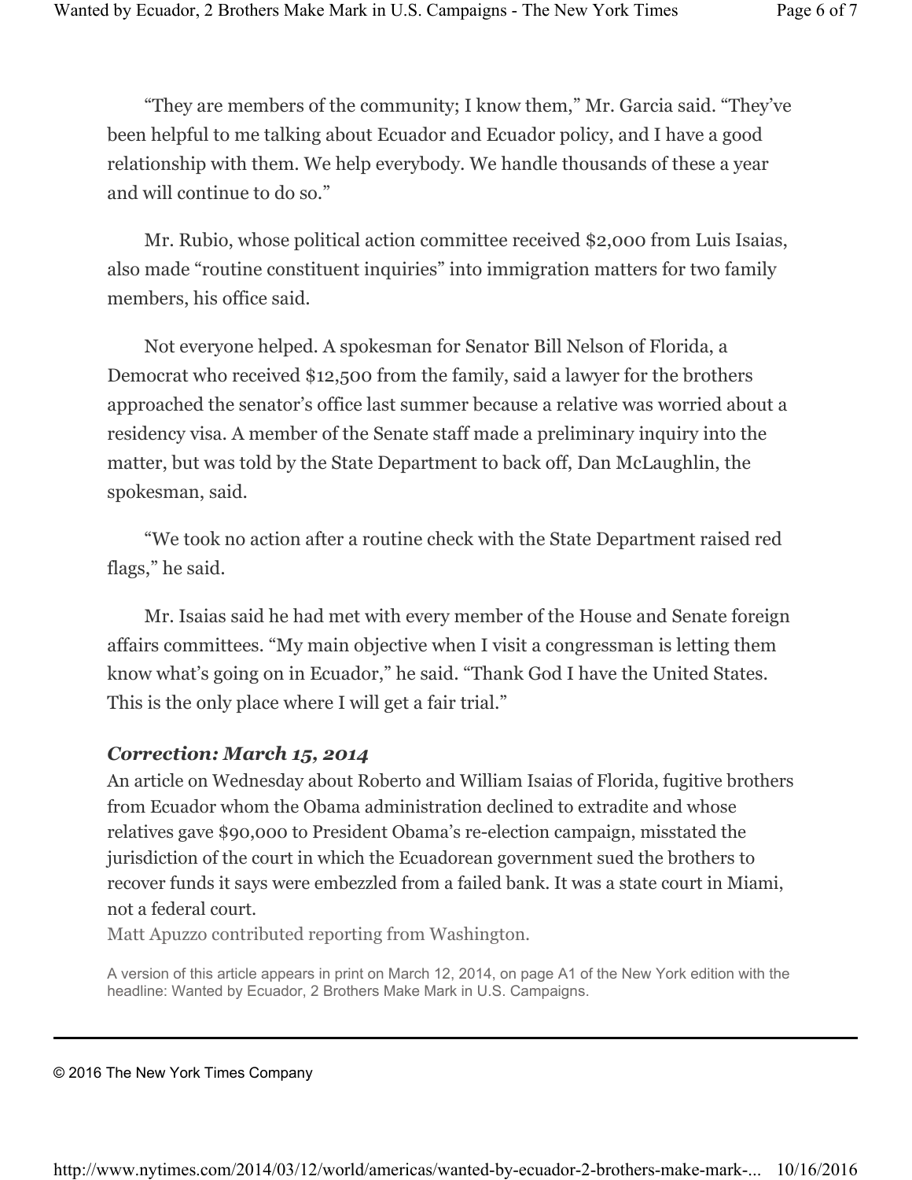"They are members of the community; I know them," Mr. Garcia said. "They've been helpful to me talking about Ecuador and Ecuador policy, and I have a good relationship with them. We help everybody. We handle thousands of these a year and will continue to do so."

Mr. Rubio, whose political action committee received $2,000 from Luis Isaias, also made "routine constituent inquiries" into immigration matters for two family members, his office said.

Not everyone helped. A spokesman for Senator Bill Nelson of Florida, a Democrat who received $12,500 from the family, said a lawyer for the brothers approached the senator's office last summer because a relative was worried about a residency visa. A member of the Senate staff made a preliminary inquiry into the matter, but was told by the State Department to back off, Dan McLaughlin, the spokesman, said.

"We took no action after a routine check with the State Department raised red flags," he said.

Mr. Isaias said he had met with every member of the House and Senate foreign affairs committees. "My main objective when I visit a congressman is letting them know what's going on in Ecuador," he said. "Thank God I have the United States. This is the only place where I will get a fair trial."

***Correction: March 15, 2014***

An article on Wednesday about Roberto and William Isaias of Florida, fugitive brothers from Ecuador whom the Obama administration declined to extradite and whose relatives gave $90,000 to President Obama's re-election campaign, misstated the jurisdiction of the court in which the Ecuadorean government sued the brothers to recover funds it says were embezzled from a failed bank. It was a state court in Miami, not a federal court.

Matt Apuzzo contributed reporting from Washington.

A version of this article appears in print on March 12, 2014, on page A1 of the New York edition with the headline: Wanted by Ecuador, 2 Brothers Make Mark in U.S. Campaigns.

© 2016 The New York Times Company